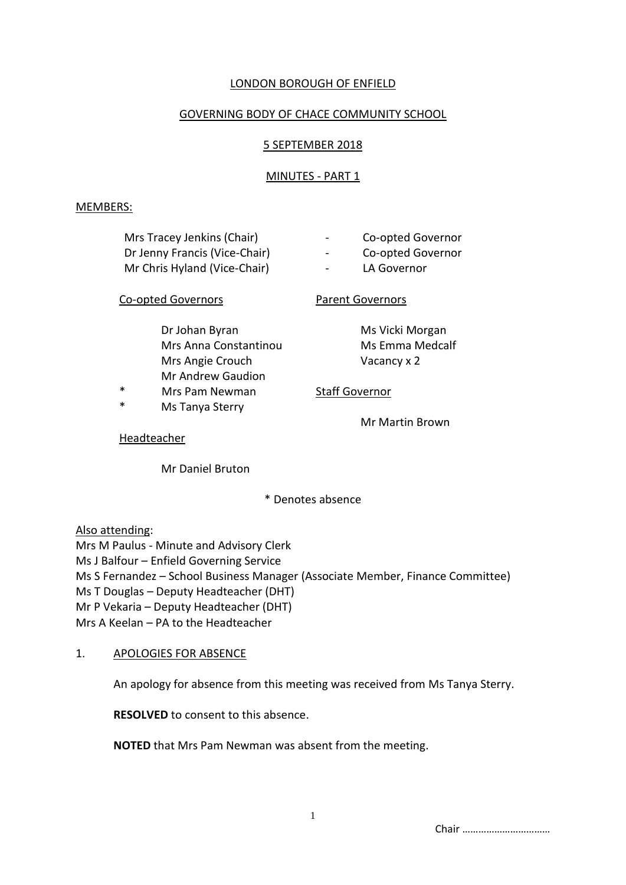LONDON BOROUGH OF ENFIELD

GOVERNING BODY OF CHACE COMMUNITY SCHOOL

5 SEPTEMBER 2018

MINUTES - PART 1

MEMBERS:

Mrs Tracey Jenkins (Chair) - Co-opted Governor
Dr Jenny Francis (Vice-Chair) - Co-opted Governor
Mr Chris Hyland (Vice-Chair) - LA Governor

Co-opted Governors

Dr Johan Byran
Mrs Anna Constantinou
Mrs Angie Crouch
Mr Andrew Gaudion
* Mrs Pam Newman
* Ms Tanya Sterry

Parent Governors

Ms Vicki Morgan
Ms Emma Medcalf
Vacancy x 2

Staff Governor

Mr Martin Brown

Headteacher

Mr Daniel Bruton

\* Denotes absence

Also attending:
Mrs M Paulus - Minute and Advisory Clerk
Ms J Balfour – Enfield Governing Service
Ms S Fernandez – School Business Manager (Associate Member, Finance Committee)
Ms T Douglas – Deputy Headteacher (DHT)
Mr P Vekaria – Deputy Headteacher (DHT)
Mrs A Keelan – PA to the Headteacher

1. APOLOGIES FOR ABSENCE

An apology for absence from this meeting was received from Ms Tanya Sterry.

**RESOLVED** to consent to this absence.

**NOTED** that Mrs Pam Newman was absent from the meeting.

Chair ……………………………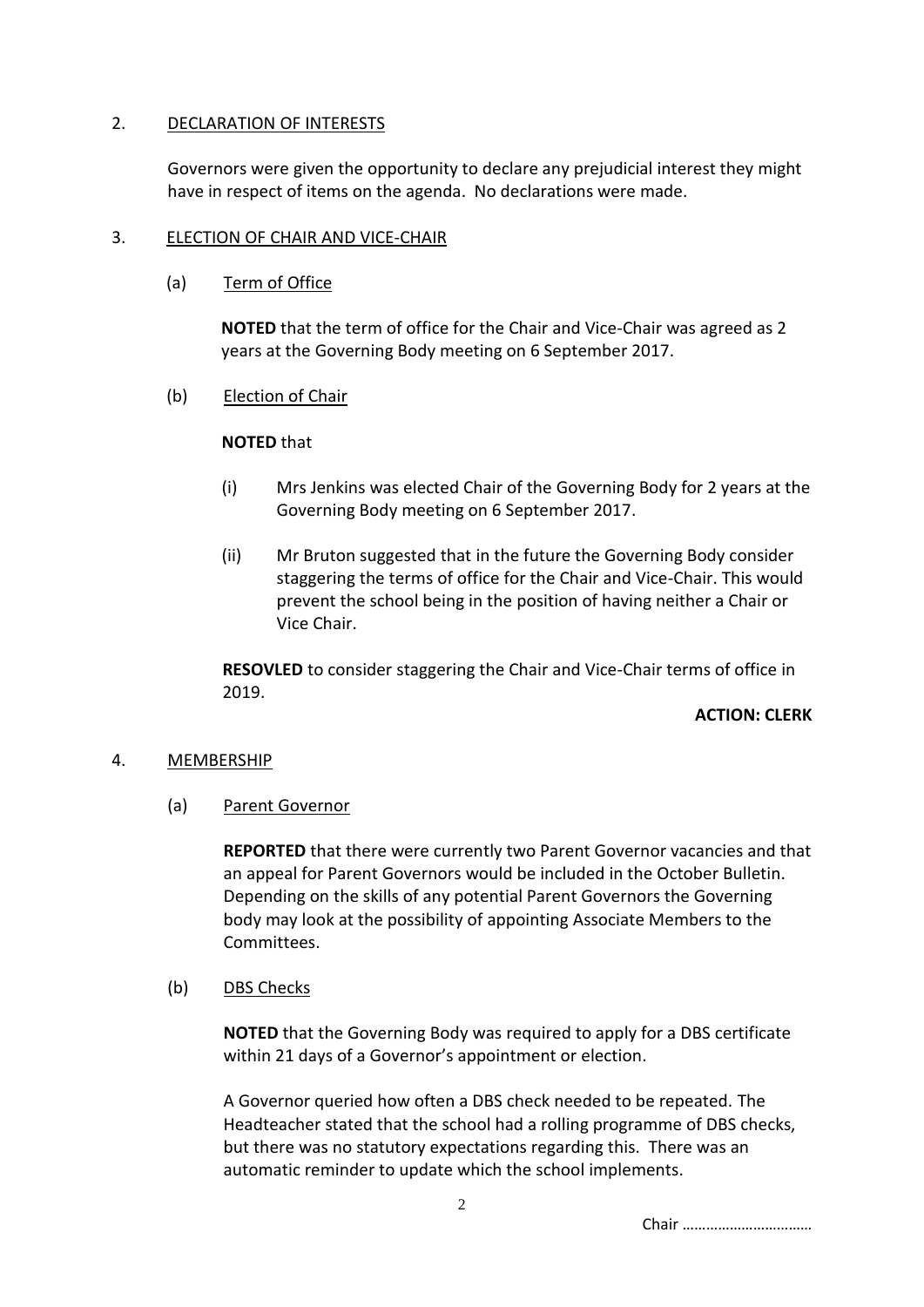## 2. DECLARATION OF INTERESTS

Governors were given the opportunity to declare any prejudicial interest they might have in respect of items on the agenda. No declarations were made.

## 3. ELECTION OF CHAIR AND VICE-CHAIR

### (a) Term of Office

**NOTED** that the term of office for the Chair and Vice-Chair was agreed as 2 years at the Governing Body meeting on 6 September 2017.

### (b) Election of Chair

**NOTED** that

(i) Mrs Jenkins was elected Chair of the Governing Body for 2 years at the Governing Body meeting on 6 September 2017.

(ii) Mr Bruton suggested that in the future the Governing Body consider staggering the terms of office for the Chair and Vice-Chair. This would prevent the school being in the position of having neither a Chair or Vice Chair.

**RESOVLED** to consider staggering the Chair and Vice-Chair terms of office in 2019.

**ACTION: CLERK**

## 4. MEMBERSHIP

### (a) Parent Governor

**REPORTED** that there were currently two Parent Governor vacancies and that an appeal for Parent Governors would be included in the October Bulletin. Depending on the skills of any potential Parent Governors the Governing body may look at the possibility of appointing Associate Members to the Committees.

### (b) DBS Checks

**NOTED** that the Governing Body was required to apply for a DBS certificate within 21 days of a Governor's appointment or election.

A Governor queried how often a DBS check needed to be repeated. The Headteacher stated that the school had a rolling programme of DBS checks, but there was no statutory expectations regarding this. There was an automatic reminder to update which the school implements.

Chair ……………………………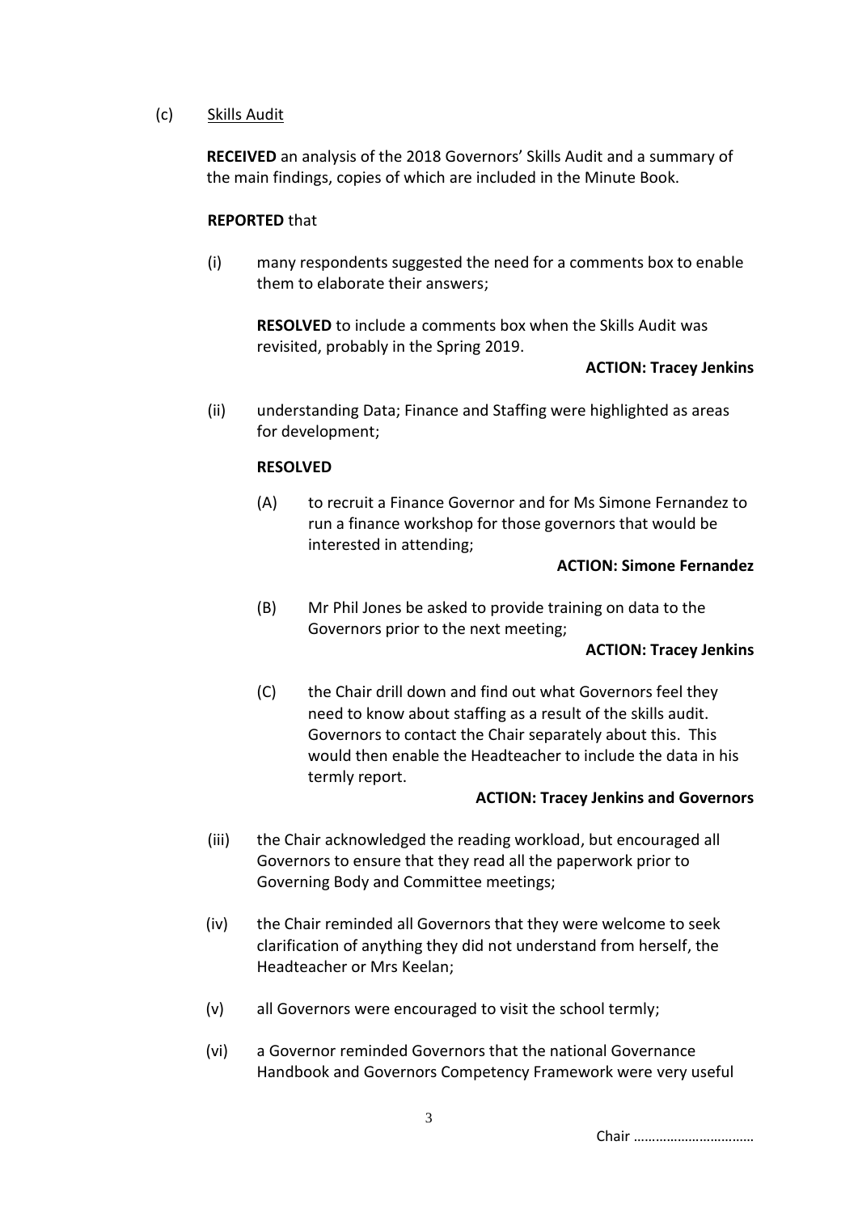(c) Skills Audit

**RECEIVED** an analysis of the 2018 Governors' Skills Audit and a summary of the main findings, copies of which are included in the Minute Book.

**REPORTED** that

(i) many respondents suggested the need for a comments box to enable them to elaborate their answers;

**RESOLVED** to include a comments box when the Skills Audit was revisited, probably in the Spring 2019.

**ACTION: Tracey Jenkins**

(ii) understanding Data; Finance and Staffing were highlighted as areas for development;

**RESOLVED**

(A) to recruit a Finance Governor and for Ms Simone Fernandez to run a finance workshop for those governors that would be interested in attending;

**ACTION: Simone Fernandez**

(B) Mr Phil Jones be asked to provide training on data to the Governors prior to the next meeting;

**ACTION: Tracey Jenkins**

(C) the Chair drill down and find out what Governors feel they need to know about staffing as a result of the skills audit. Governors to contact the Chair separately about this. This would then enable the Headteacher to include the data in his termly report.

**ACTION: Tracey Jenkins and Governors**

(iii) the Chair acknowledged the reading workload, but encouraged all Governors to ensure that they read all the paperwork prior to Governing Body and Committee meetings;

(iv) the Chair reminded all Governors that they were welcome to seek clarification of anything they did not understand from herself, the Headteacher or Mrs Keelan;

(v) all Governors were encouraged to visit the school termly;

(vi) a Governor reminded Governors that the national Governance Handbook and Governors Competency Framework were very useful

Chair ……………………………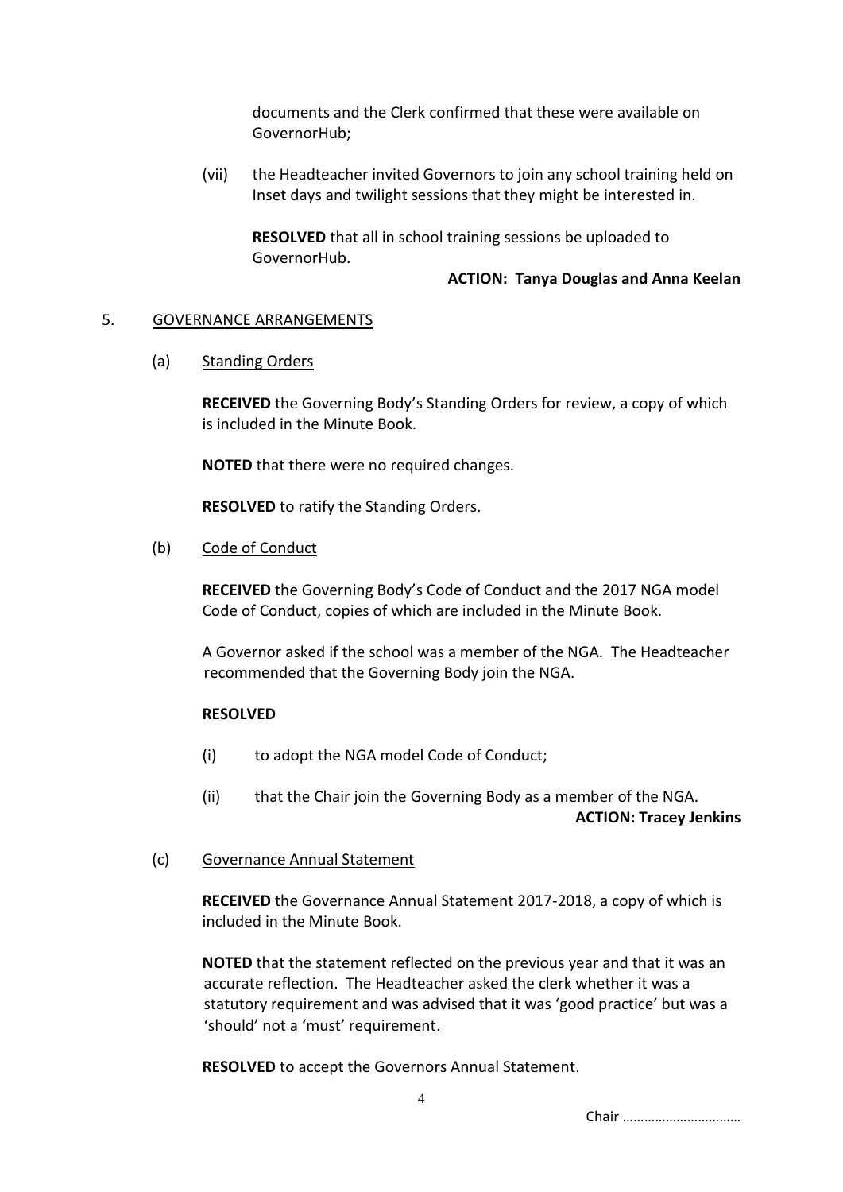documents and the Clerk confirmed that these were available on GovernorHub;

(vii) the Headteacher invited Governors to join any school training held on Inset days and twilight sessions that they might be interested in.

**RESOLVED** that all in school training sessions be uploaded to GovernorHub.

**ACTION: Tanya Douglas and Anna Keelan**

5. GOVERNANCE ARRANGEMENTS

(a) Standing Orders

**RECEIVED** the Governing Body's Standing Orders for review, a copy of which is included in the Minute Book.

**NOTED** that there were no required changes.

**RESOLVED** to ratify the Standing Orders.

(b) Code of Conduct

**RECEIVED** the Governing Body's Code of Conduct and the 2017 NGA model Code of Conduct, copies of which are included in the Minute Book.

A Governor asked if the school was a member of the NGA. The Headteacher recommended that the Governing Body join the NGA.

**RESOLVED**

(i) to adopt the NGA model Code of Conduct;

(ii) that the Chair join the Governing Body as a member of the NGA.

**ACTION: Tracey Jenkins**

(c) Governance Annual Statement

**RECEIVED** the Governance Annual Statement 2017-2018, a copy of which is included in the Minute Book.

**NOTED** that the statement reflected on the previous year and that it was an accurate reflection. The Headteacher asked the clerk whether it was a statutory requirement and was advised that it was 'good practice' but was a 'should' not a 'must' requirement.

**RESOLVED** to accept the Governors Annual Statement.

Chair ……………………………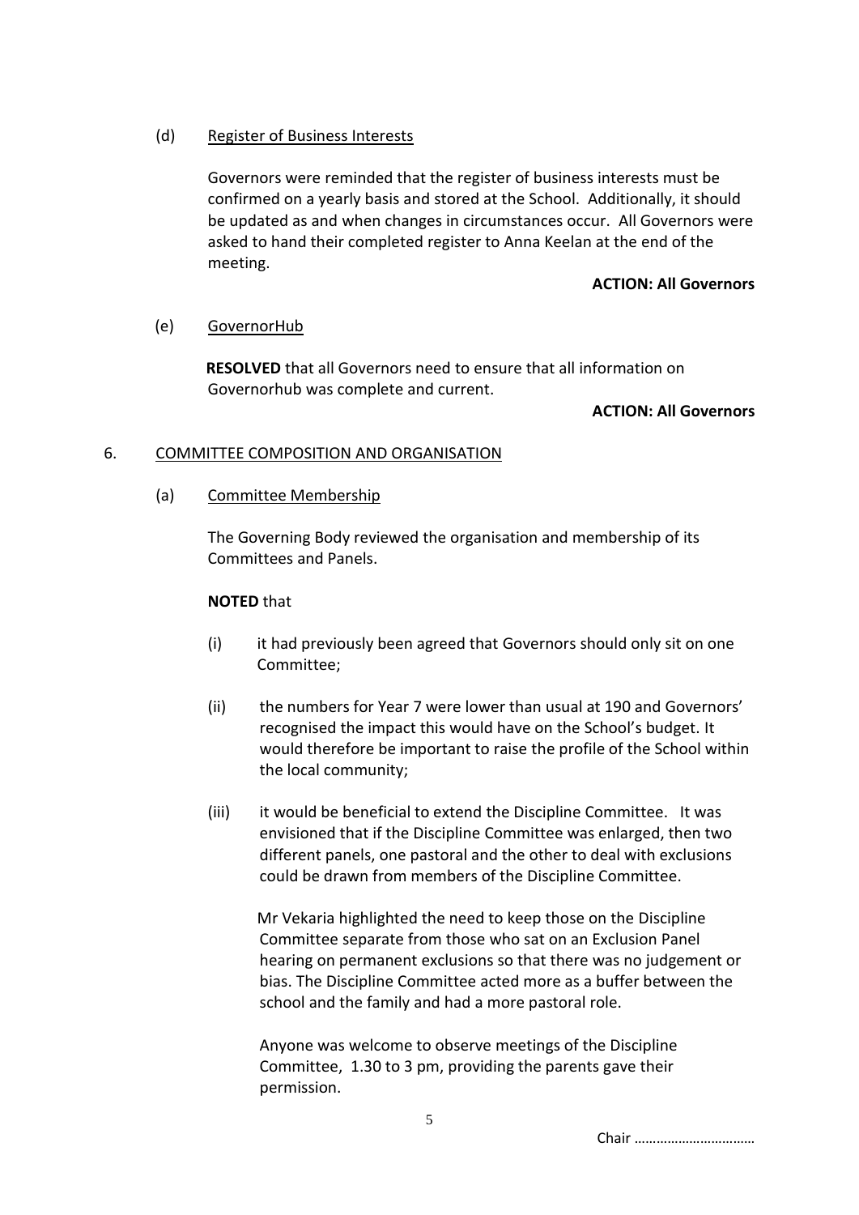(d) <u>Register of Business Interests</u>

Governors were reminded that the register of business interests must be confirmed on a yearly basis and stored at the School. Additionally, it should be updated as and when changes in circumstances occur. All Governors were asked to hand their completed register to Anna Keelan at the end of the meeting.

**ACTION: All Governors**

(e) <u>GovernorHub</u>

**RESOLVED** that all Governors need to ensure that all information on Governorhub was complete and current.

**ACTION: All Governors**

6. <u>COMMITTEE COMPOSITION AND ORGANISATION</u>

(a) <u>Committee Membership</u>

The Governing Body reviewed the organisation and membership of its Committees and Panels.

**NOTED** that

(i) it had previously been agreed that Governors should only sit on one Committee;

(ii) the numbers for Year 7 were lower than usual at 190 and Governors' recognised the impact this would have on the School's budget. It would therefore be important to raise the profile of the School within the local community;

(iii) it would be beneficial to extend the Discipline Committee. It was envisioned that if the Discipline Committee was enlarged, then two different panels, one pastoral and the other to deal with exclusions could be drawn from members of the Discipline Committee.

Mr Vekaria highlighted the need to keep those on the Discipline Committee separate from those who sat on an Exclusion Panel hearing on permanent exclusions so that there was no judgement or bias. The Discipline Committee acted more as a buffer between the school and the family and had a more pastoral role.

Anyone was welcome to observe meetings of the Discipline Committee, 1.30 to 3 pm, providing the parents gave their permission.

Chair ……………………………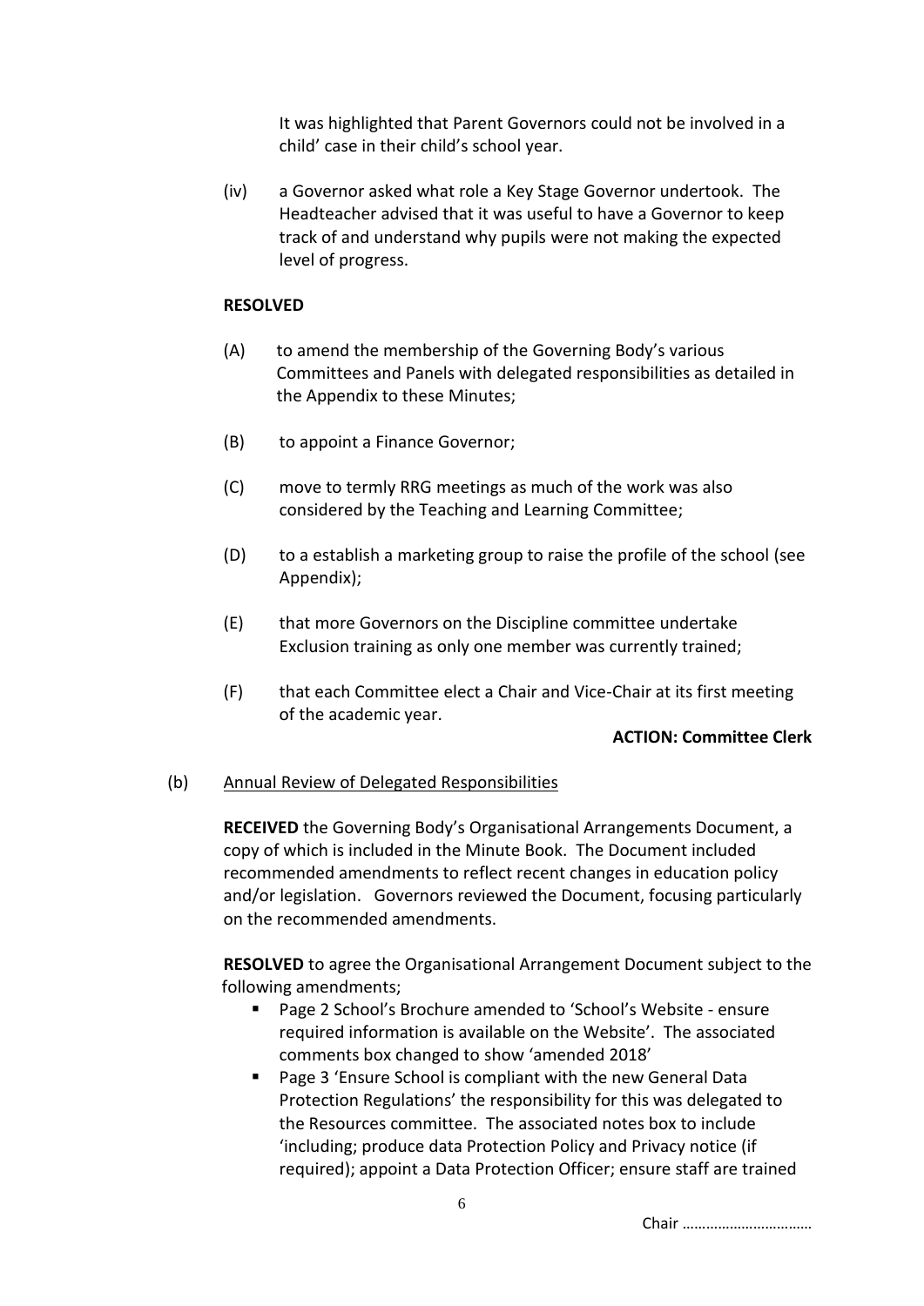It was highlighted that Parent Governors could not be involved in a child' case in their child's school year.

(iv) a Governor asked what role a Key Stage Governor undertook. The Headteacher advised that it was useful to have a Governor to keep track of and understand why pupils were not making the expected level of progress.

**RESOLVED**

(A) to amend the membership of the Governing Body's various Committees and Panels with delegated responsibilities as detailed in the Appendix to these Minutes;

(B) to appoint a Finance Governor;

(C) move to termly RRG meetings as much of the work was also considered by the Teaching and Learning Committee;

(D) to a establish a marketing group to raise the profile of the school (see Appendix);

(E) that more Governors on the Discipline committee undertake Exclusion training as only one member was currently trained;

(F) that each Committee elect a Chair and Vice-Chair at its first meeting of the academic year.

**ACTION: Committee Clerk**

(b) Annual Review of Delegated Responsibilities

**RECEIVED** the Governing Body's Organisational Arrangements Document, a copy of which is included in the Minute Book. The Document included recommended amendments to reflect recent changes in education policy and/or legislation. Governors reviewed the Document, focusing particularly on the recommended amendments.

**RESOLVED** to agree the Organisational Arrangement Document subject to the following amendments;

- Page 2 School's Brochure amended to 'School's Website - ensure required information is available on the Website'. The associated comments box changed to show 'amended 2018'
- Page 3 'Ensure School is compliant with the new General Data Protection Regulations' the responsibility for this was delegated to the Resources committee. The associated notes box to include 'including; produce data Protection Policy and Privacy notice (if required); appoint a Data Protection Officer; ensure staff are trained

Chair ……………………………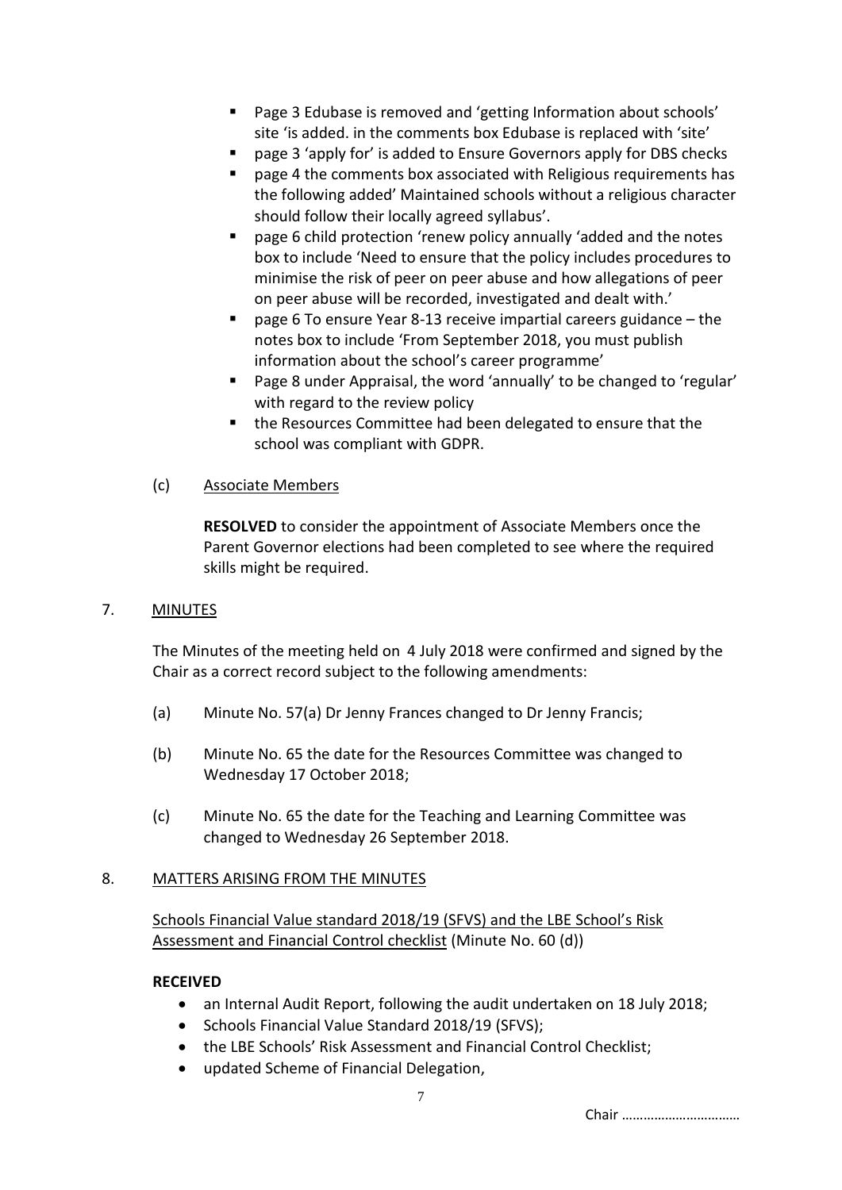- Page 3 Edubase is removed and 'getting Information about schools' site 'is added. in the comments box Edubase is replaced with 'site'
- page 3 'apply for' is added to Ensure Governors apply for DBS checks
- page 4 the comments box associated with Religious requirements has the following added' Maintained schools without a religious character should follow their locally agreed syllabus'.
- page 6 child protection 'renew policy annually 'added and the notes box to include 'Need to ensure that the policy includes procedures to minimise the risk of peer on peer abuse and how allegations of peer on peer abuse will be recorded, investigated and dealt with.'
- page 6 To ensure Year 8-13 receive impartial careers guidance – the notes box to include 'From September 2018, you must publish information about the school's career programme'
- Page 8 under Appraisal, the word 'annually' to be changed to 'regular' with regard to the review policy
- the Resources Committee had been delegated to ensure that the school was compliant with GDPR.

(c) Associate Members

**RESOLVED** to consider the appointment of Associate Members once the Parent Governor elections had been completed to see where the required skills might be required.

7. MINUTES

The Minutes of the meeting held on 4 July 2018 were confirmed and signed by the Chair as a correct record subject to the following amendments:

(a) Minute No. 57(a) Dr Jenny Frances changed to Dr Jenny Francis;

(b) Minute No. 65 the date for the Resources Committee was changed to Wednesday 17 October 2018;

(c) Minute No. 65 the date for the Teaching and Learning Committee was changed to Wednesday 26 September 2018.

8. MATTERS ARISING FROM THE MINUTES

Schools Financial Value standard 2018/19 (SFVS) and the LBE School's Risk Assessment and Financial Control checklist (Minute No. 60 (d))

**RECEIVED**

- an Internal Audit Report, following the audit undertaken on 18 July 2018;
- Schools Financial Value Standard 2018/19 (SFVS);
- the LBE Schools' Risk Assessment and Financial Control Checklist;
- updated Scheme of Financial Delegation,

Chair ……………………………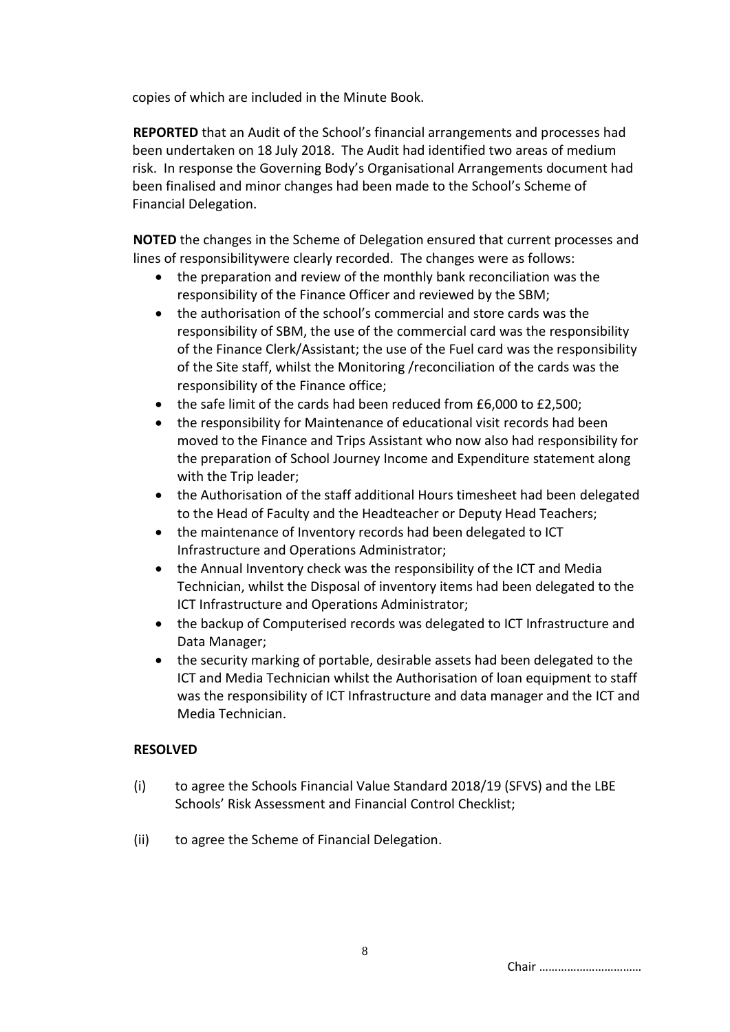copies of which are included in the Minute Book.

**REPORTED** that an Audit of the School's financial arrangements and processes had been undertaken on 18 July 2018. The Audit had identified two areas of medium risk. In response the Governing Body's Organisational Arrangements document had been finalised and minor changes had been made to the School's Scheme of Financial Delegation.

**NOTED** the changes in the Scheme of Delegation ensured that current processes and lines of responsibilitywere clearly recorded. The changes were as follows:

- the preparation and review of the monthly bank reconciliation was the responsibility of the Finance Officer and reviewed by the SBM;
- the authorisation of the school's commercial and store cards was the responsibility of SBM, the use of the commercial card was the responsibility of the Finance Clerk/Assistant; the use of the Fuel card was the responsibility of the Site staff, whilst the Monitoring /reconciliation of the cards was the responsibility of the Finance office;
- the safe limit of the cards had been reduced from £6,000 to £2,500;
- the responsibility for Maintenance of educational visit records had been moved to the Finance and Trips Assistant who now also had responsibility for the preparation of School Journey Income and Expenditure statement along with the Trip leader;
- the Authorisation of the staff additional Hours timesheet had been delegated to the Head of Faculty and the Headteacher or Deputy Head Teachers;
- the maintenance of Inventory records had been delegated to ICT Infrastructure and Operations Administrator;
- the Annual Inventory check was the responsibility of the ICT and Media Technician, whilst the Disposal of inventory items had been delegated to the ICT Infrastructure and Operations Administrator;
- the backup of Computerised records was delegated to ICT Infrastructure and Data Manager;
- the security marking of portable, desirable assets had been delegated to the ICT and Media Technician whilst the Authorisation of loan equipment to staff was the responsibility of ICT Infrastructure and data manager and the ICT and Media Technician.

**RESOLVED**

(i) to agree the Schools Financial Value Standard 2018/19 (SFVS) and the LBE Schools' Risk Assessment and Financial Control Checklist;

(ii) to agree the Scheme of Financial Delegation.

Chair ……………………………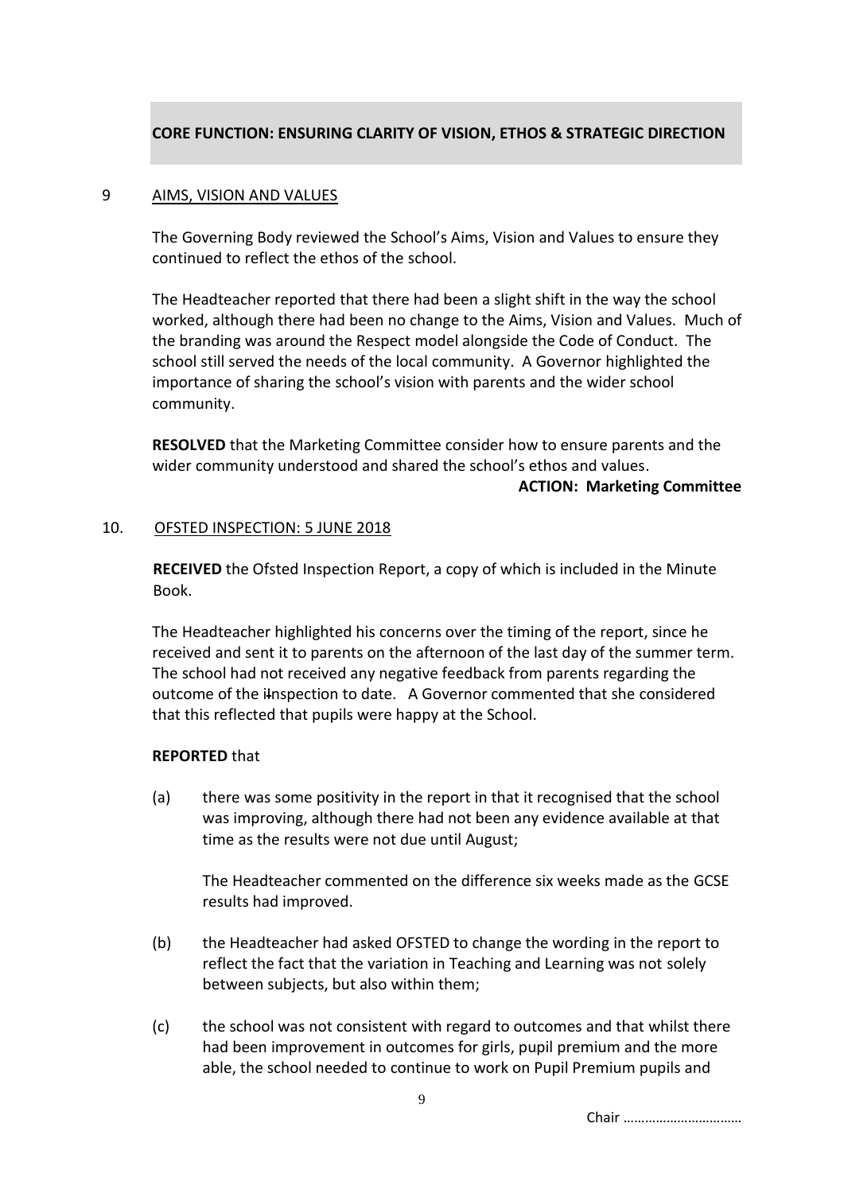## CORE FUNCTION: ENSURING CLARITY OF VISION, ETHOS & STRATEGIC DIRECTION

### 9 AIMS, VISION AND VALUES

The Governing Body reviewed the School's Aims, Vision and Values to ensure they continued to reflect the ethos of the school.

The Headteacher reported that there had been a slight shift in the way the school worked, although there had been no change to the Aims, Vision and Values. Much of the branding was around the Respect model alongside the Code of Conduct. The school still served the needs of the local community. A Governor highlighted the importance of sharing the school's vision with parents and the wider school community.

**RESOLVED** that the Marketing Committee consider how to ensure parents and the wider community understood and shared the school's ethos and values.

**ACTION: Marketing Committee**

### 10. OFSTED INSPECTION: 5 JUNE 2018

**RECEIVED** the Ofsted Inspection Report, a copy of which is included in the Minute Book.

The Headteacher highlighted his concerns over the timing of the report, since he received and sent it to parents on the afternoon of the last day of the summer term. The school had not received any negative feedback from parents regarding the outcome of the iInspection to date. A Governor commented that she considered that this reflected that pupils were happy at the School.

**REPORTED** that

(a) there was some positivity in the report in that it recognised that the school was improving, although there had not been any evidence available at that time as the results were not due until August;

The Headteacher commented on the difference six weeks made as the GCSE results had improved.

(b) the Headteacher had asked OFSTED to change the wording in the report to reflect the fact that the variation in Teaching and Learning was not solely between subjects, but also within them;

(c) the school was not consistent with regard to outcomes and that whilst there had been improvement in outcomes for girls, pupil premium and the more able, the school needed to continue to work on Pupil Premium pupils and

Chair ……………………………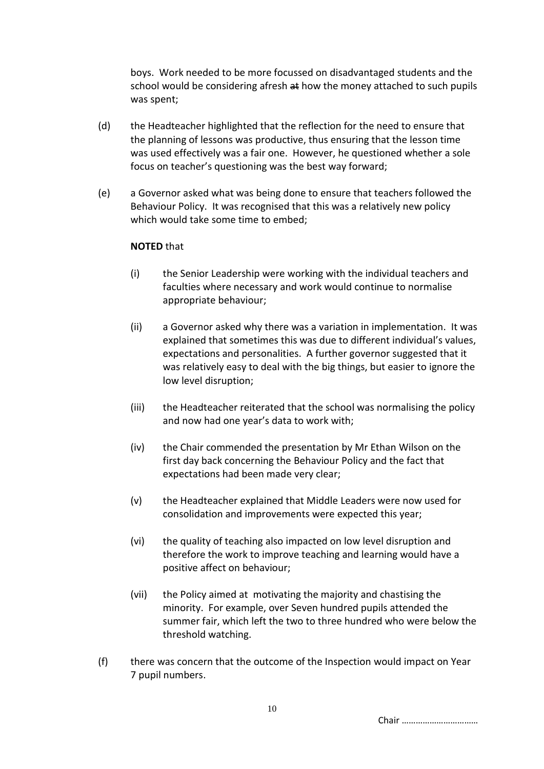boys. Work needed to be more focussed on disadvantaged students and the school would be considering afresh ~~at~~ how the money attached to such pupils was spent;

(d) the Headteacher highlighted that the reflection for the need to ensure that the planning of lessons was productive, thus ensuring that the lesson time was used effectively was a fair one. However, he questioned whether a sole focus on teacher's questioning was the best way forward;

(e) a Governor asked what was being done to ensure that teachers followed the Behaviour Policy. It was recognised that this was a relatively new policy which would take some time to embed;

**NOTED** that

(i) the Senior Leadership were working with the individual teachers and faculties where necessary and work would continue to normalise appropriate behaviour;

(ii) a Governor asked why there was a variation in implementation. It was explained that sometimes this was due to different individual's values, expectations and personalities. A further governor suggested that it was relatively easy to deal with the big things, but easier to ignore the low level disruption;

(iii) the Headteacher reiterated that the school was normalising the policy and now had one year's data to work with;

(iv) the Chair commended the presentation by Mr Ethan Wilson on the first day back concerning the Behaviour Policy and the fact that expectations had been made very clear;

(v) the Headteacher explained that Middle Leaders were now used for consolidation and improvements were expected this year;

(vi) the quality of teaching also impacted on low level disruption and therefore the work to improve teaching and learning would have a positive affect on behaviour;

(vii) the Policy aimed at motivating the majority and chastising the minority. For example, over Seven hundred pupils attended the summer fair, which left the two to three hundred who were below the threshold watching.

(f) there was concern that the outcome of the Inspection would impact on Year 7 pupil numbers.

Chair ……………………………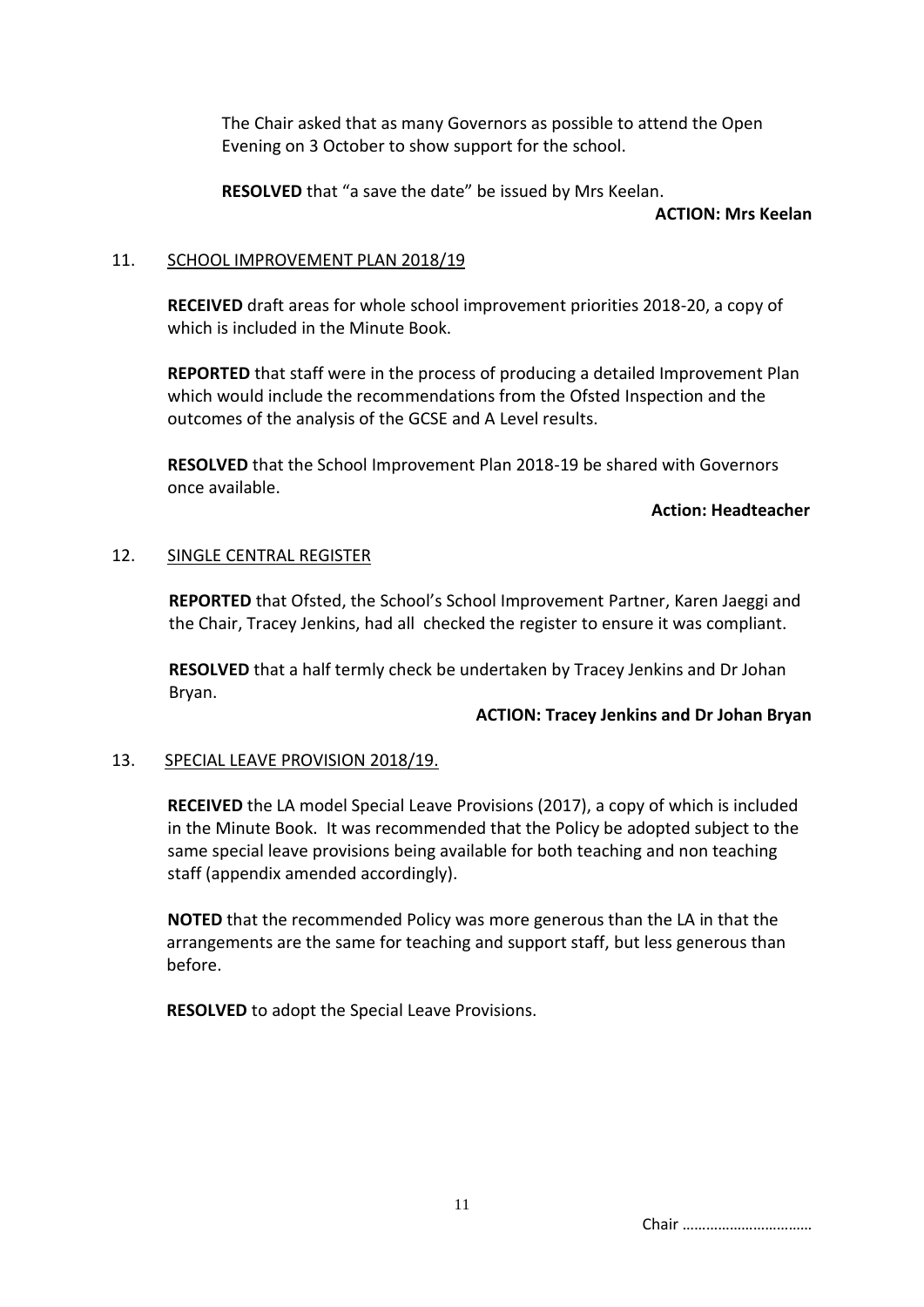The Chair asked that as many Governors as possible to attend the Open Evening on 3 October to show support for the school.

**RESOLVED** that "a save the date" be issued by Mrs Keelan.

**ACTION: Mrs Keelan**

11. SCHOOL IMPROVEMENT PLAN 2018/19

**RECEIVED** draft areas for whole school improvement priorities 2018-20, a copy of which is included in the Minute Book.

**REPORTED** that staff were in the process of producing a detailed Improvement Plan which would include the recommendations from the Ofsted Inspection and the outcomes of the analysis of the GCSE and A Level results.

**RESOLVED** that the School Improvement Plan 2018-19 be shared with Governors once available.

**Action: Headteacher**

12. SINGLE CENTRAL REGISTER

**REPORTED** that Ofsted, the School's School Improvement Partner, Karen Jaeggi and the Chair, Tracey Jenkins, had all checked the register to ensure it was compliant.

**RESOLVED** that a half termly check be undertaken by Tracey Jenkins and Dr Johan Bryan.

**ACTION: Tracey Jenkins and Dr Johan Bryan**

13. SPECIAL LEAVE PROVISION 2018/19.

**RECEIVED** the LA model Special Leave Provisions (2017), a copy of which is included in the Minute Book. It was recommended that the Policy be adopted subject to the same special leave provisions being available for both teaching and non teaching staff (appendix amended accordingly).

**NOTED** that the recommended Policy was more generous than the LA in that the arrangements are the same for teaching and support staff, but less generous than before.

**RESOLVED** to adopt the Special Leave Provisions.

Chair ……………………………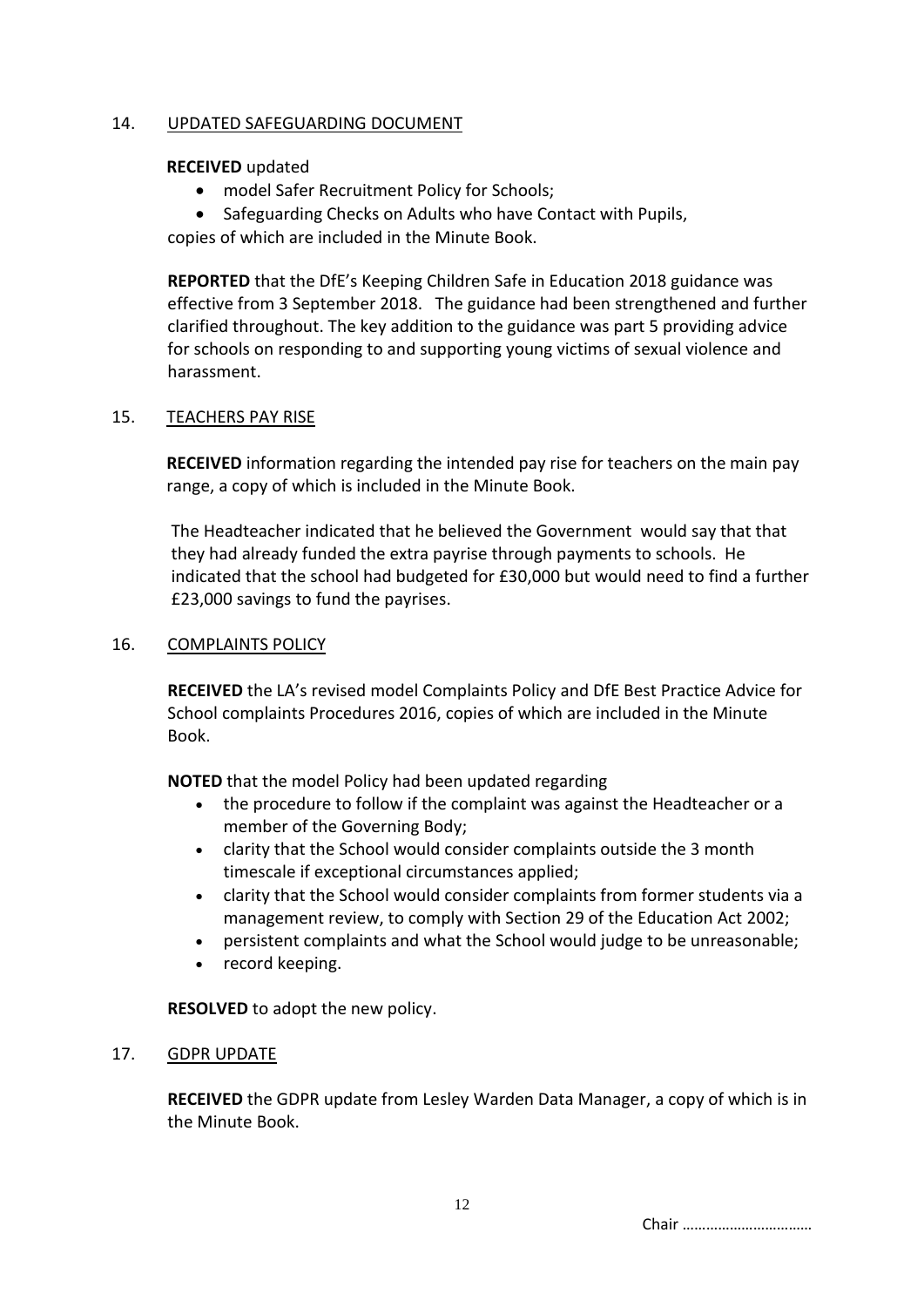14. UPDATED SAFEGUARDING DOCUMENT

**RECEIVED** updated

- model Safer Recruitment Policy for Schools;
- Safeguarding Checks on Adults who have Contact with Pupils,

copies of which are included in the Minute Book.

**REPORTED** that the DfE's Keeping Children Safe in Education 2018 guidance was effective from 3 September 2018. The guidance had been strengthened and further clarified throughout. The key addition to the guidance was part 5 providing advice for schools on responding to and supporting young victims of sexual violence and harassment.

15. TEACHERS PAY RISE

**RECEIVED** information regarding the intended pay rise for teachers on the main pay range, a copy of which is included in the Minute Book.

The Headteacher indicated that he believed the Government would say that that they had already funded the extra payrise through payments to schools. He indicated that the school had budgeted for £30,000 but would need to find a further £23,000 savings to fund the payrises.

16. COMPLAINTS POLICY

**RECEIVED** the LA's revised model Complaints Policy and DfE Best Practice Advice for School complaints Procedures 2016, copies of which are included in the Minute Book.

**NOTED** that the model Policy had been updated regarding

- the procedure to follow if the complaint was against the Headteacher or a member of the Governing Body;
- clarity that the School would consider complaints outside the 3 month timescale if exceptional circumstances applied;
- clarity that the School would consider complaints from former students via a management review, to comply with Section 29 of the Education Act 2002;
- persistent complaints and what the School would judge to be unreasonable;
- record keeping.

**RESOLVED** to adopt the new policy.

17. GDPR UPDATE

**RECEIVED** the GDPR update from Lesley Warden Data Manager, a copy of which is in the Minute Book.

Chair ……………………………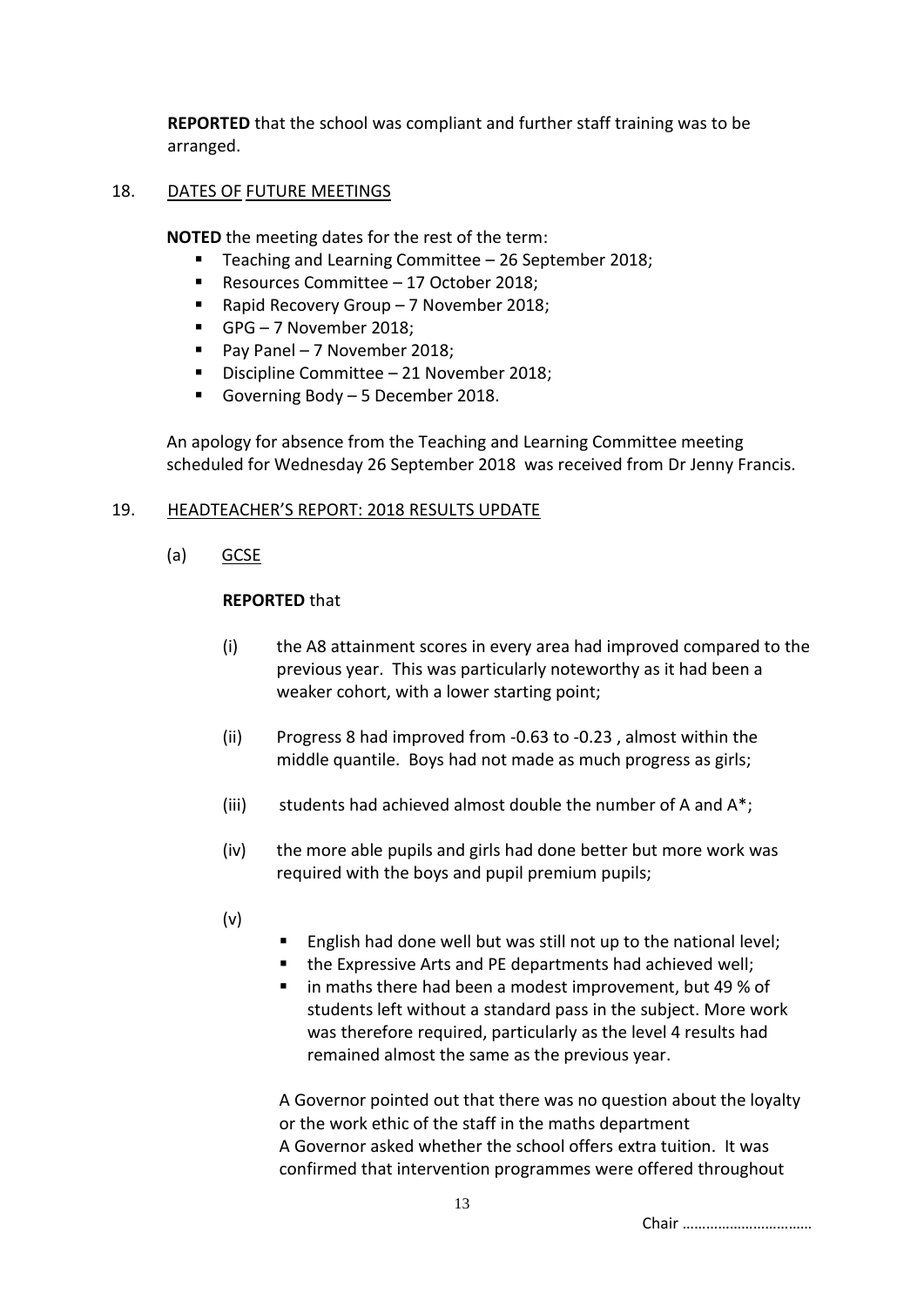**REPORTED** that the school was compliant and further staff training was to be arranged.

18. DATES OF FUTURE MEETINGS

**NOTED** the meeting dates for the rest of the term:

- Teaching and Learning Committee – 26 September 2018;
- Resources Committee – 17 October 2018;
- Rapid Recovery Group – 7 November 2018;
- GPG – 7 November 2018;
- Pay Panel – 7 November 2018;
- Discipline Committee – 21 November 2018;
- Governing Body – 5 December 2018.

An apology for absence from the Teaching and Learning Committee meeting scheduled for Wednesday 26 September 2018 was received from Dr Jenny Francis.

19. HEADTEACHER'S REPORT: 2018 RESULTS UPDATE

(a) GCSE

**REPORTED** that

(i) the A8 attainment scores in every area had improved compared to the previous year. This was particularly noteworthy as it had been a weaker cohort, with a lower starting point;

(ii) Progress 8 had improved from -0.63 to -0.23 , almost within the middle quantile. Boys had not made as much progress as girls;

(iii) students had achieved almost double the number of A and A*;

(iv) the more able pupils and girls had done better but more work was required with the boys and pupil premium pupils;

(v)

- English had done well but was still not up to the national level;
- the Expressive Arts and PE departments had achieved well;
- in maths there had been a modest improvement, but 49 % of students left without a standard pass in the subject. More work was therefore required, particularly as the level 4 results had remained almost the same as the previous year.

A Governor pointed out that there was no question about the loyalty or the work ethic of the staff in the maths department
A Governor asked whether the school offers extra tuition. It was confirmed that intervention programmes were offered throughout

Chair ……………………………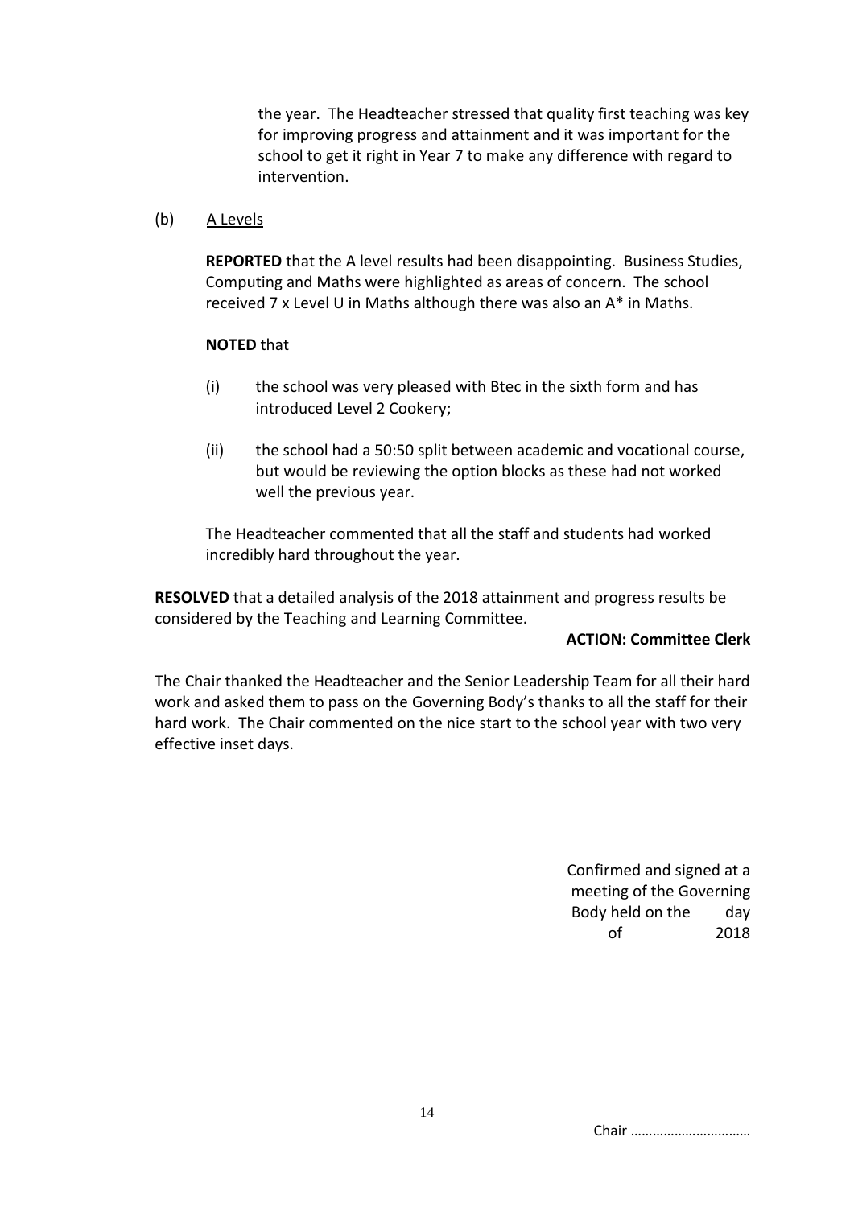the year. The Headteacher stressed that quality first teaching was key for improving progress and attainment and it was important for the school to get it right in Year 7 to make any difference with regard to intervention.

(b) <u>A Levels</u>

**REPORTED** that the A level results had been disappointing. Business Studies, Computing and Maths were highlighted as areas of concern. The school received 7 x Level U in Maths although there was also an A* in Maths.

**NOTED** that

(i) the school was very pleased with Btec in the sixth form and has introduced Level 2 Cookery;

(ii) the school had a 50:50 split between academic and vocational course, but would be reviewing the option blocks as these had not worked well the previous year.

The Headteacher commented that all the staff and students had worked incredibly hard throughout the year.

**RESOLVED** that a detailed analysis of the 2018 attainment and progress results be considered by the Teaching and Learning Committee.

**ACTION: Committee Clerk**

The Chair thanked the Headteacher and the Senior Leadership Team for all their hard work and asked them to pass on the Governing Body's thanks to all the staff for their hard work. The Chair commented on the nice start to the school year with two very effective inset days.

Confirmed and signed at a meeting of the Governing Body held on the day of 2018

Chair ……………………………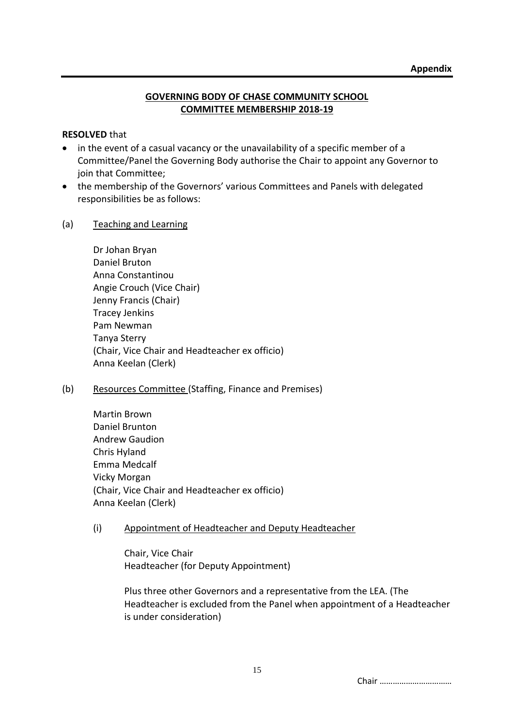**Appendix**

**GOVERNING BODY OF CHASE COMMUNITY SCHOOL**
**COMMITTEE MEMBERSHIP 2018-19**

**RESOLVED** that

- in the event of a casual vacancy or the unavailability of a specific member of a Committee/Panel the Governing Body authorise the Chair to appoint any Governor to join that Committee;
- the membership of the Governors' various Committees and Panels with delegated responsibilities be as follows:

(a) Teaching and Learning

Dr Johan Bryan
Daniel Bruton
Anna Constantinou
Angie Crouch (Vice Chair)
Jenny Francis (Chair)
Tracey Jenkins
Pam Newman
Tanya Sterry
(Chair, Vice Chair and Headteacher ex officio)
Anna Keelan (Clerk)

(b) Resources Committee (Staffing, Finance and Premises)

Martin Brown
Daniel Brunton
Andrew Gaudion
Chris Hyland
Emma Medcalf
Vicky Morgan
(Chair, Vice Chair and Headteacher ex officio)
Anna Keelan (Clerk)

(i) Appointment of Headteacher and Deputy Headteacher

Chair, Vice Chair
Headteacher (for Deputy Appointment)

Plus three other Governors and a representative from the LEA. (The Headteacher is excluded from the Panel when appointment of a Headteacher is under consideration)

Chair ……………………………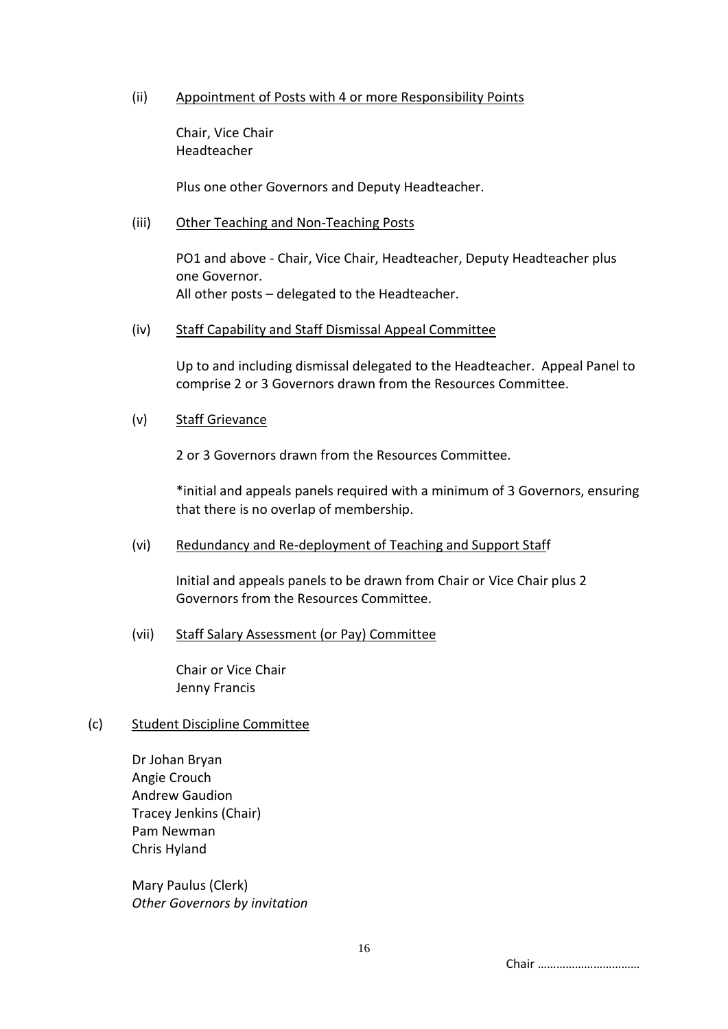(ii) <u>Appointment of Posts with 4 or more Responsibility Points</u>

Chair, Vice Chair
Headteacher

Plus one other Governors and Deputy Headteacher.

(iii) <u>Other Teaching and Non-Teaching Posts</u>

PO1 and above - Chair, Vice Chair, Headteacher, Deputy Headteacher plus one Governor.
All other posts – delegated to the Headteacher.

(iv) <u>Staff Capability and Staff Dismissal Appeal Committee</u>

Up to and including dismissal delegated to the Headteacher. Appeal Panel to comprise 2 or 3 Governors drawn from the Resources Committee.

(v) <u>Staff Grievance</u>

2 or 3 Governors drawn from the Resources Committee.

*initial and appeals panels required with a minimum of 3 Governors, ensuring that there is no overlap of membership.

(vi) <u>Redundancy and Re-deployment of Teaching and Support Staff</u>

Initial and appeals panels to be drawn from Chair or Vice Chair plus 2 Governors from the Resources Committee.

(vii) <u>Staff Salary Assessment (or Pay) Committee</u>

Chair or Vice Chair
Jenny Francis

(c) <u>Student Discipline Committee</u>

Dr Johan Bryan
Angie Crouch
Andrew Gaudion
Tracey Jenkins (Chair)
Pam Newman
Chris Hyland

Mary Paulus (Clerk)
*Other Governors by invitation*

Chair ……………………………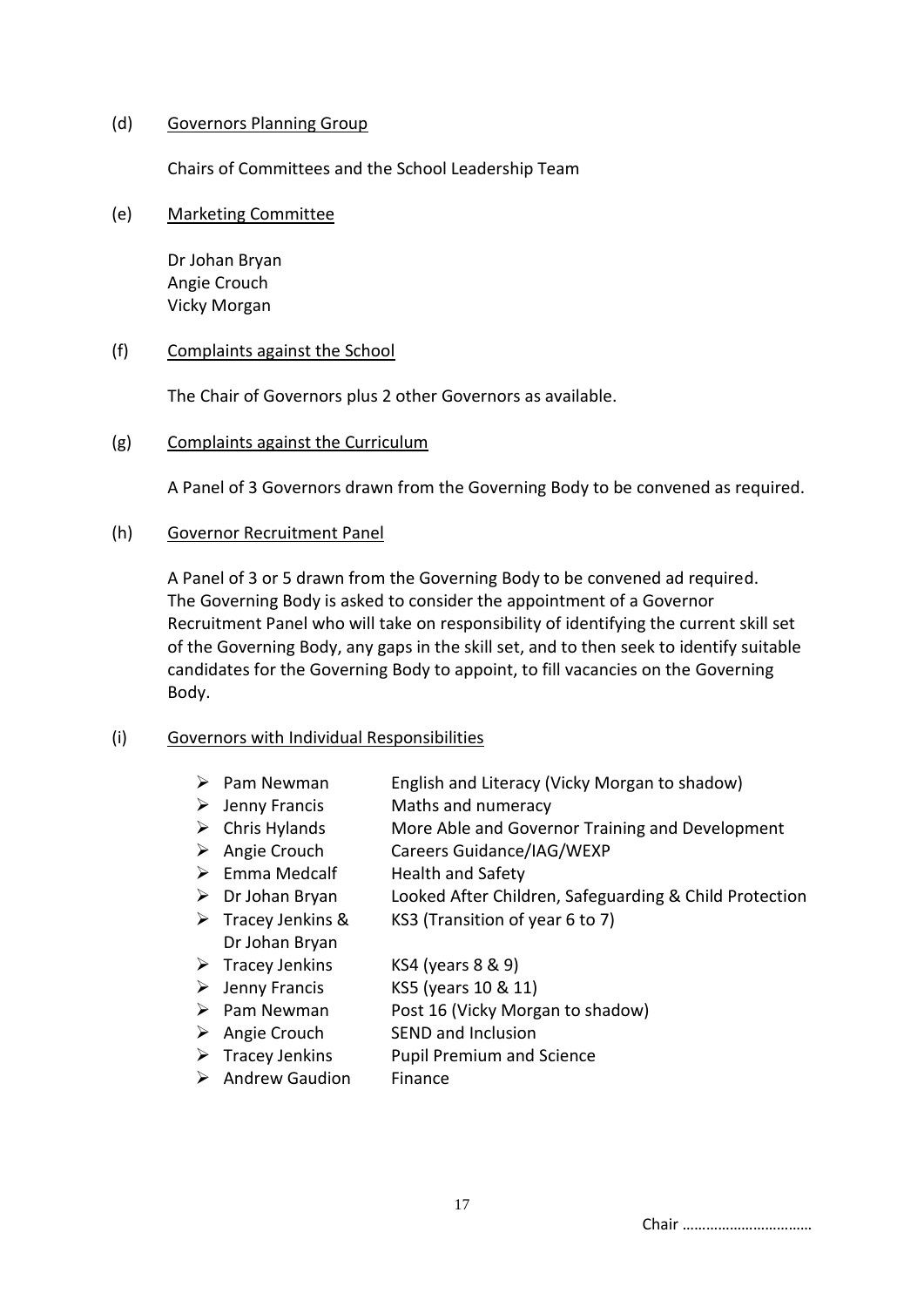(d) <u>Governors Planning Group</u>

Chairs of Committees and the School Leadership Team

(e) <u>Marketing Committee</u>

Dr Johan Bryan
Angie Crouch
Vicky Morgan

(f) <u>Complaints against the School</u>

The Chair of Governors plus 2 other Governors as available.

(g) <u>Complaints against the Curriculum</u>

A Panel of 3 Governors drawn from the Governing Body to be convened as required.

(h) <u>Governor Recruitment Panel</u>

A Panel of 3 or 5 drawn from the Governing Body to be convened ad required. The Governing Body is asked to consider the appointment of a Governor Recruitment Panel who will take on responsibility of identifying the current skill set of the Governing Body, any gaps in the skill set, and to then seek to identify suitable candidates for the Governing Body to appoint, to fill vacancies on the Governing Body.

(i) <u>Governors with Individual Responsibilities</u>

- Pam Newman — English and Literacy (Vicky Morgan to shadow)
- Jenny Francis — Maths and numeracy
- Chris Hylands — More Able and Governor Training and Development
- Angie Crouch — Careers Guidance/IAG/WEXP
- Emma Medcalf — Health and Safety
- Dr Johan Bryan — Looked After Children, Safeguarding & Child Protection
- Tracey Jenkins & Dr Johan Bryan — KS3 (Transition of year 6 to 7)
- Tracey Jenkins — KS4 (years 8 & 9)
- Jenny Francis — KS5 (years 10 & 11)
- Pam Newman — Post 16 (Vicky Morgan to shadow)
- Angie Crouch — SEND and Inclusion
- Tracey Jenkins — Pupil Premium and Science
- Andrew Gaudion — Finance

Chair ……………………………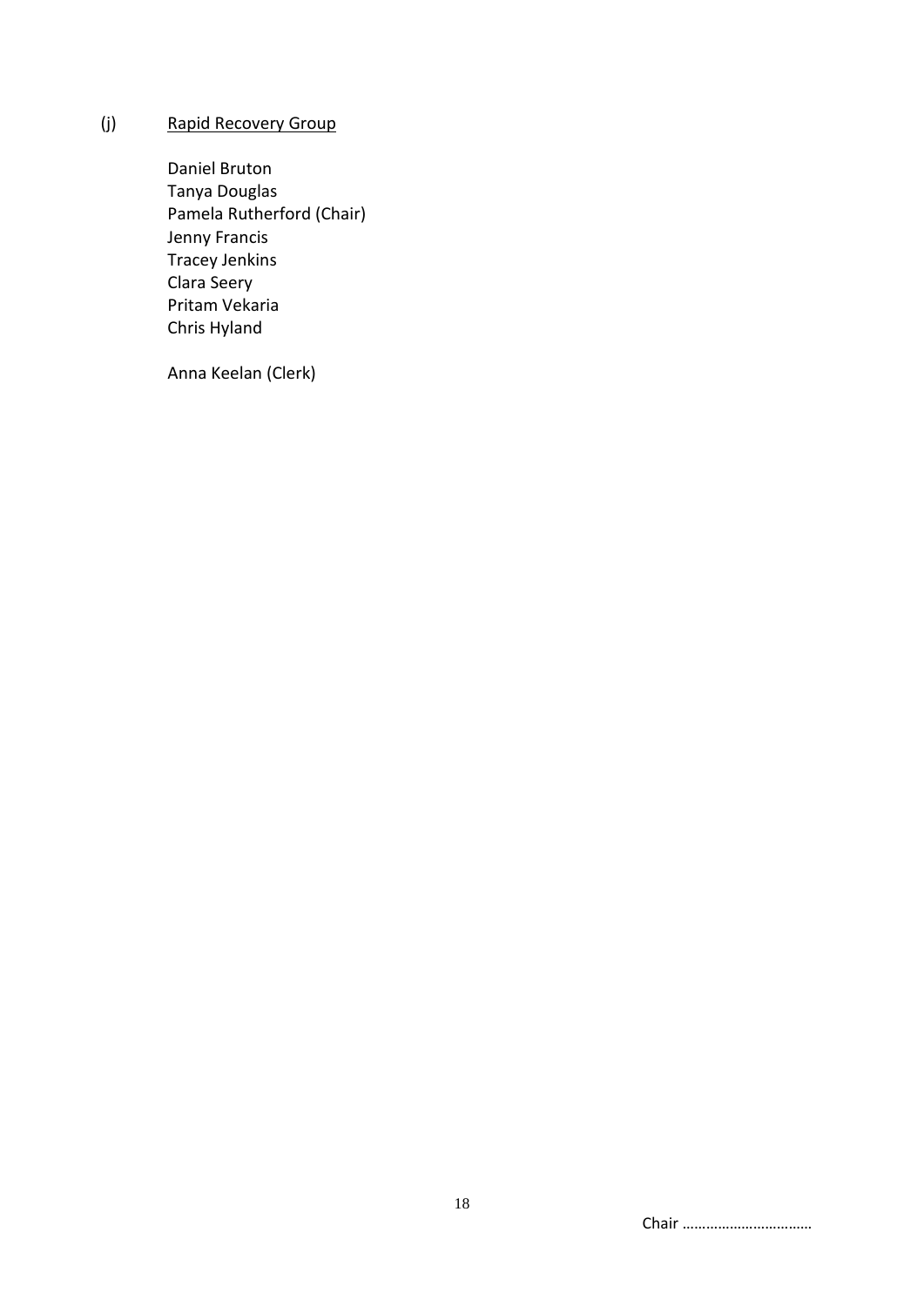(j) Rapid Recovery Group

Daniel Bruton
Tanya Douglas
Pamela Rutherford (Chair)
Jenny Francis
Tracey Jenkins
Clara Seery
Pritam Vekaria
Chris Hyland

Anna Keelan (Clerk)

Chair ……………………………